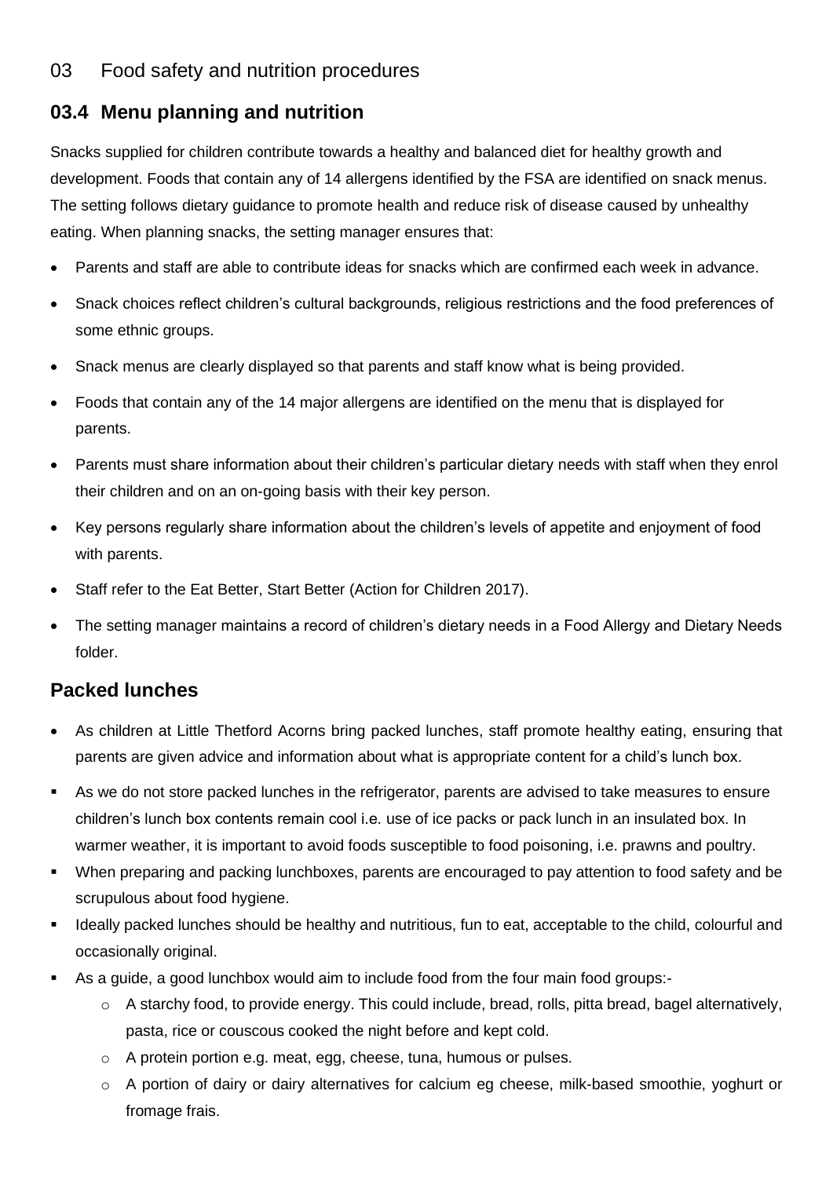03 Food safety and nutrition procedures

## 03.4 Menu planning and nutrition

Snacks supplied for children contribute towards a healthy and balanced diet for healthy growth and development. Foods that contain any of 14 allergens identified by the FSA are identified on snack menus. The setting follows dietary guidance to promote health and reduce risk of disease caused by unhealthy eating. When planning snacks, the setting manager ensures that:

- Parents and staff are able to contribute ideas for snacks which are confirmed each week in advance.
- Snack choices reflect children's cultural backgrounds, religious restrictions and the food preferences of some ethnic groups.
- Snack menus are clearly displayed so that parents and staff know what is being provided.
- Foods that contain any of the 14 major allergens are identified on the menu that is displayed for parents.
- Parents must share information about their children's particular dietary needs with staff when they enrol their children and on an on-going basis with their key person.
- Key persons regularly share information about the children's levels of appetite and enjoyment of food with parents.
- Staff refer to the Eat Better, Start Better (Action for Children 2017).
- The setting manager maintains a record of children's dietary needs in a Food Allergy and Dietary Needs folder.

## Packed lunches

- As children at Little Thetford Acorns bring packed lunches, staff promote healthy eating, ensuring that parents are given advice and information about what is appropriate content for a child's lunch box.
- As we do not store packed lunches in the refrigerator, parents are advised to take measures to ensure children's lunch box contents remain cool i.e. use of ice packs or pack lunch in an insulated box. In warmer weather, it is important to avoid foods susceptible to food poisoning, i.e. prawns and poultry.
- When preparing and packing lunchboxes, parents are encouraged to pay attention to food safety and be scrupulous about food hygiene.
- Ideally packed lunches should be healthy and nutritious, fun to eat, acceptable to the child, colourful and occasionally original.
- As a guide, a good lunchbox would aim to include food from the four main food groups:-
  - A starchy food, to provide energy. This could include, bread, rolls, pitta bread, bagel alternatively, pasta, rice or couscous cooked the night before and kept cold.
  - A protein portion e.g. meat, egg, cheese, tuna, humous or pulses.
  - A portion of dairy or dairy alternatives for calcium eg cheese, milk-based smoothie, yoghurt or fromage frais.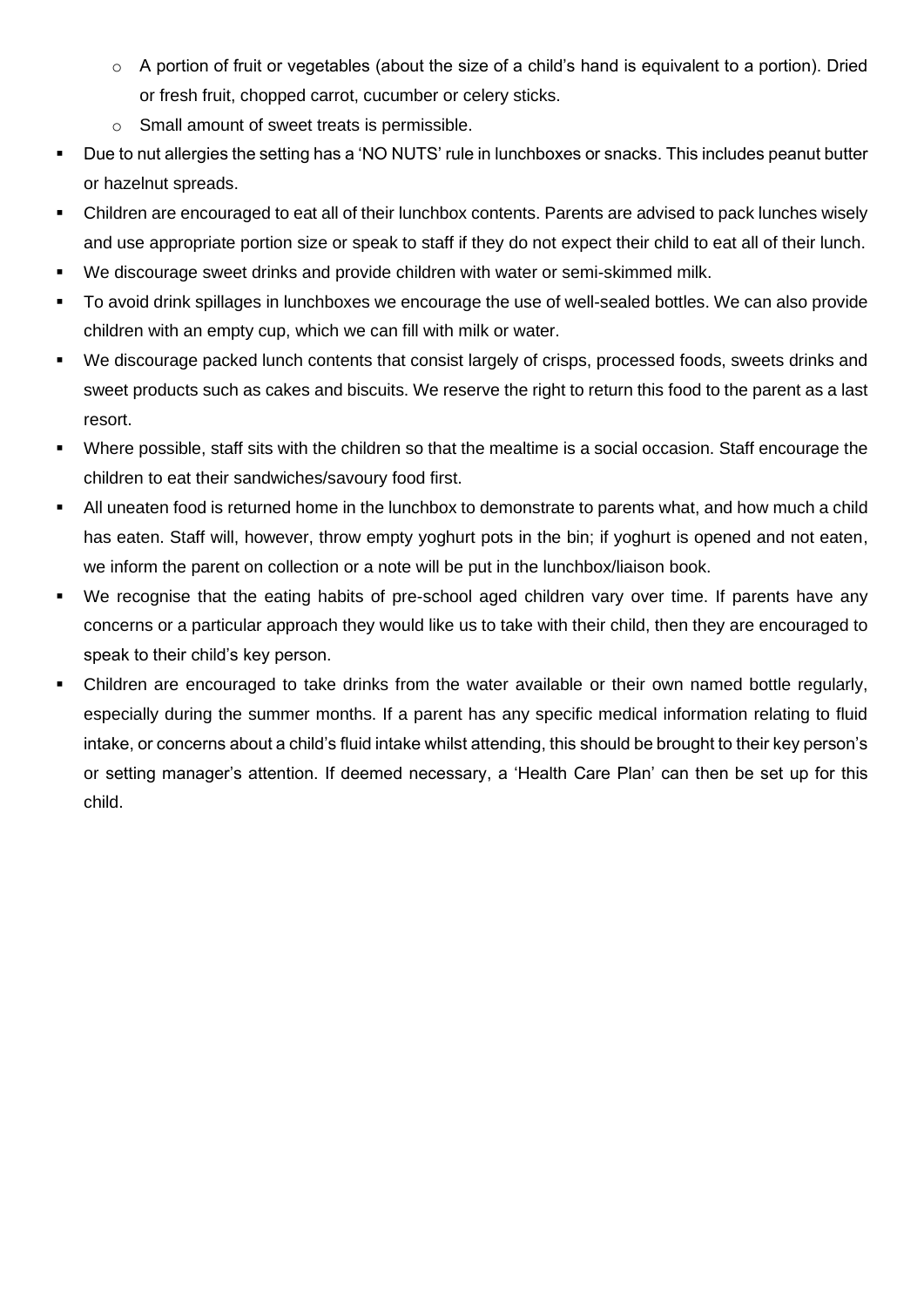- A portion of fruit or vegetables (about the size of a child's hand is equivalent to a portion). Dried or fresh fruit, chopped carrot, cucumber or celery sticks.
  - Small amount of sweet treats is permissible.
- Due to nut allergies the setting has a 'NO NUTS' rule in lunchboxes or snacks. This includes peanut butter or hazelnut spreads.
- Children are encouraged to eat all of their lunchbox contents. Parents are advised to pack lunches wisely and use appropriate portion size or speak to staff if they do not expect their child to eat all of their lunch.
- We discourage sweet drinks and provide children with water or semi-skimmed milk.
- To avoid drink spillages in lunchboxes we encourage the use of well-sealed bottles. We can also provide children with an empty cup, which we can fill with milk or water.
- We discourage packed lunch contents that consist largely of crisps, processed foods, sweets drinks and sweet products such as cakes and biscuits. We reserve the right to return this food to the parent as a last resort.
- Where possible, staff sits with the children so that the mealtime is a social occasion. Staff encourage the children to eat their sandwiches/savoury food first.
- All uneaten food is returned home in the lunchbox to demonstrate to parents what, and how much a child has eaten. Staff will, however, throw empty yoghurt pots in the bin; if yoghurt is opened and not eaten, we inform the parent on collection or a note will be put in the lunchbox/liaison book.
- We recognise that the eating habits of pre-school aged children vary over time. If parents have any concerns or a particular approach they would like us to take with their child, then they are encouraged to speak to their child's key person.
- Children are encouraged to take drinks from the water available or their own named bottle regularly, especially during the summer months. If a parent has any specific medical information relating to fluid intake, or concerns about a child's fluid intake whilst attending, this should be brought to their key person's or setting manager's attention. If deemed necessary, a 'Health Care Plan' can then be set up for this child.